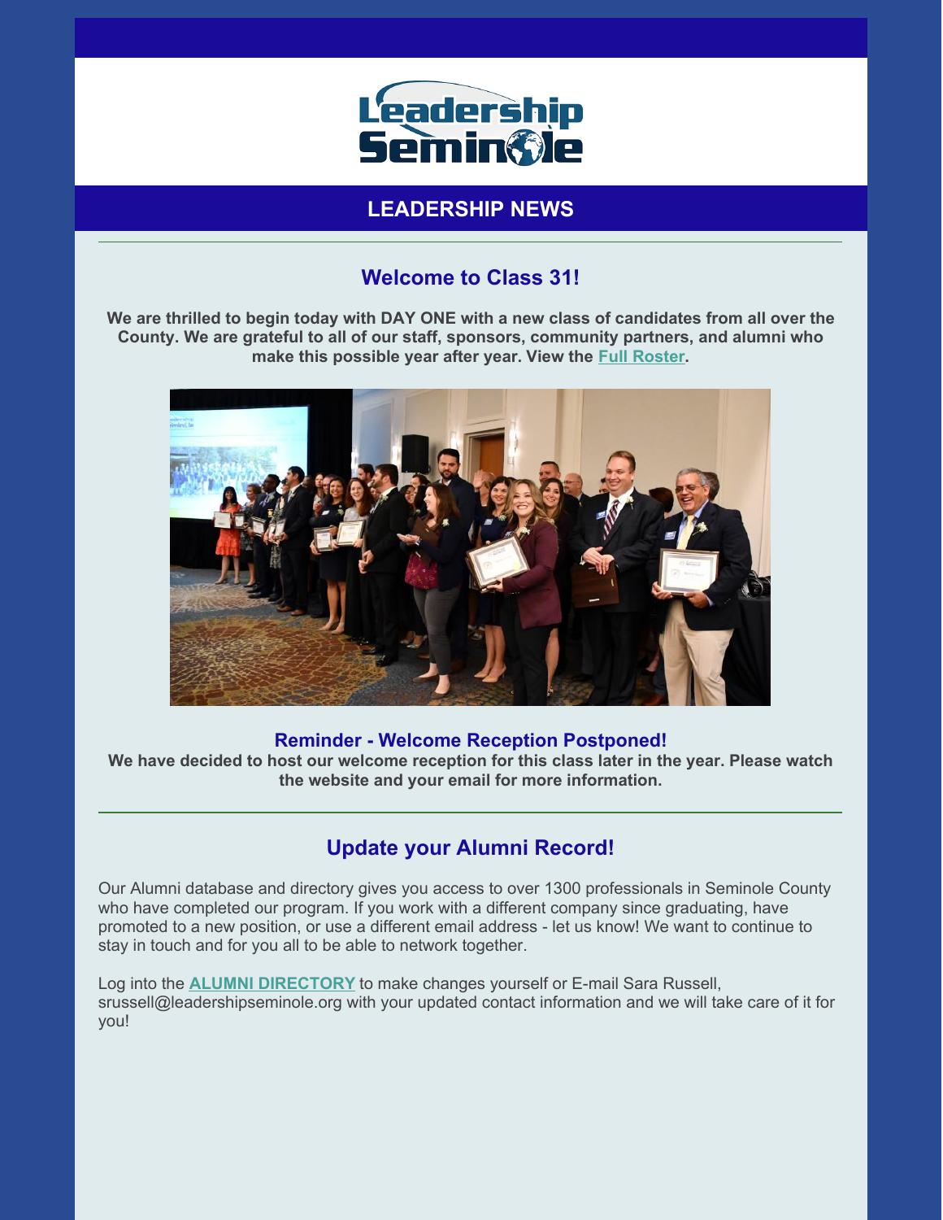# Leadership Seminole

## LEADERSHIP NEWS

---

### Welcome to Class 31!

**We are thrilled to begin today with DAY ONE with a new class of candidates from all over the County. We are grateful to all of our staff, sponsors, community partners, and alumni who make this possible year after year. View the Full Roster.**

**Reminder - Welcome Reception Postponed!**

**We have decided to host our welcome reception for this class later in the year. Please watch the website and your email for more information.**

---

### Update your Alumni Record!

Our Alumni database and directory gives you access to over 1300 professionals in Seminole County who have completed our program. If you work with a different company since graduating, have promoted to a new position, or use a different email address - let us know! We want to continue to stay in touch and for you all to be able to network together.

Log into the **ALUMNI DIRECTORY** to make changes yourself or E-mail Sara Russell, srussell@leadershipseminole.org with your updated contact information and we will take care of it for you!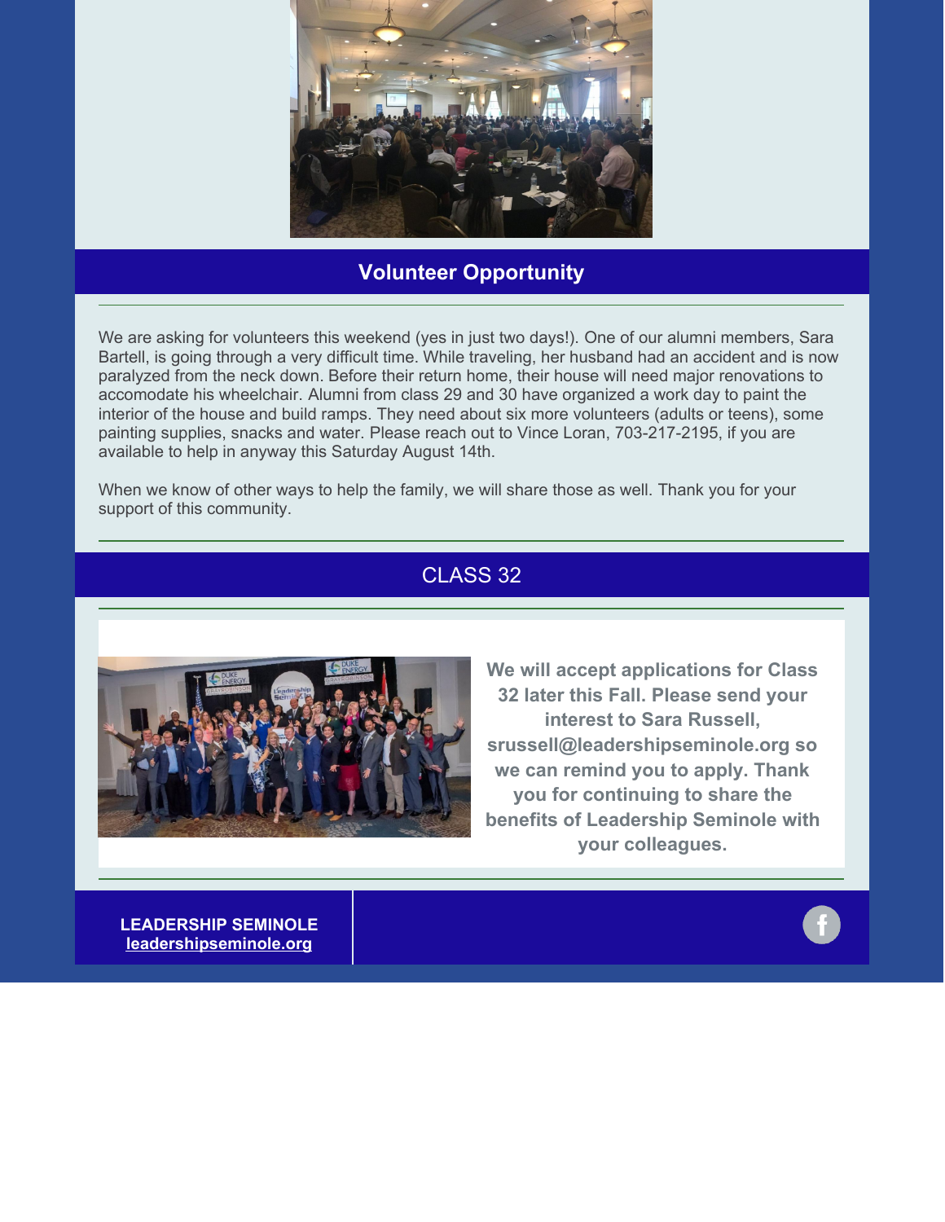## Volunteer Opportunity

We are asking for volunteers this weekend (yes in just two days!). One of our alumni members, Sara Bartell, is going through a very difficult time. While traveling, her husband had an accident and is now paralyzed from the neck down. Before their return home, their house will need major renovations to accomodate his wheelchair. Alumni from class 29 and 30 have organized a work day to paint the interior of the house and build ramps. They need about six more volunteers (adults or teens), some painting supplies, snacks and water. Please reach out to Vince Loran, 703-217-2195, if you are available to help in anyway this Saturday August 14th.

When we know of other ways to help the family, we will share those as well. Thank you for your support of this community.

## CLASS 32

**We will accept applications for Class 32 later this Fall. Please send your interest to Sara Russell, srussell@leadershipseminole.org so we can remind you to apply. Thank you for continuing to share the benefits of Leadership Seminole with your colleagues.**

**LEADERSHIP SEMINOLE**
**leadershipseminole.org**